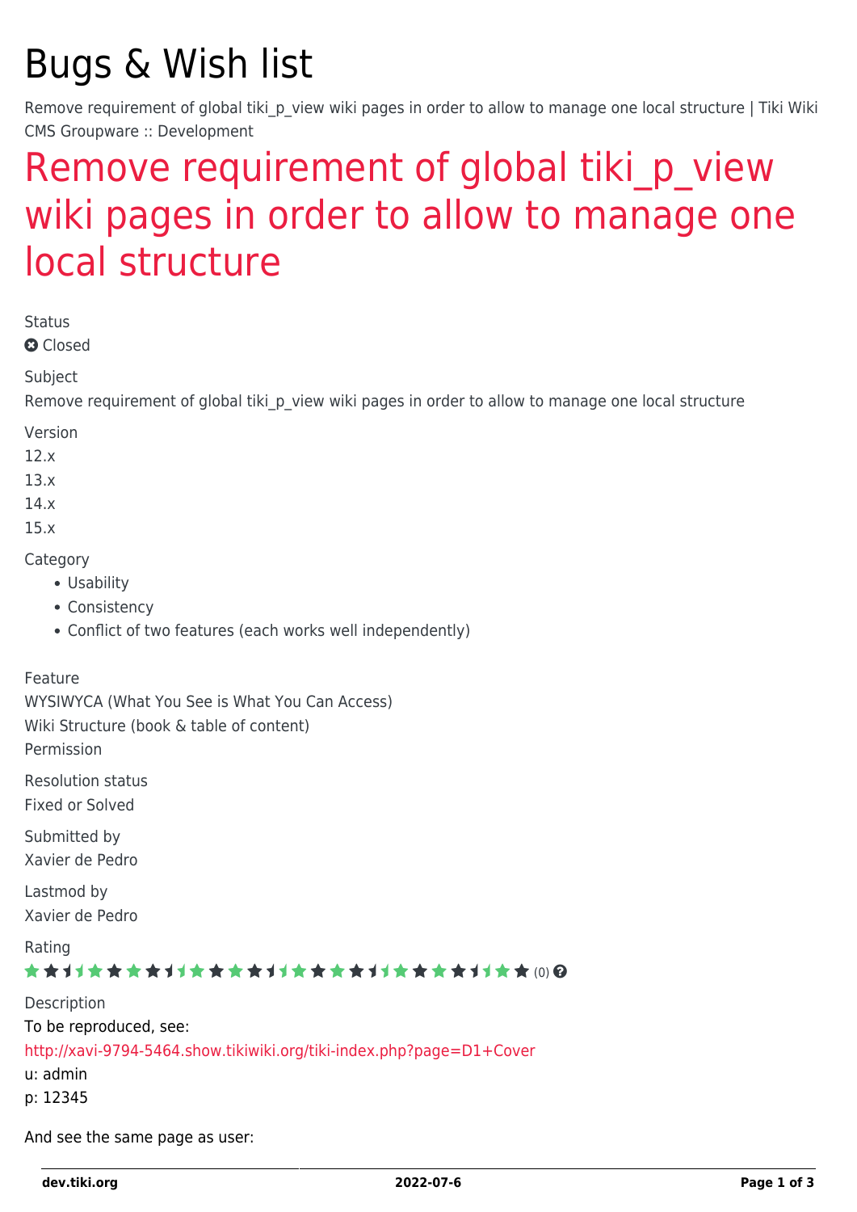# Bugs & Wish list

Remove requirement of global tiki_p_view wiki pages in order to allow to manage one local structure | Tiki Wiki CMS Groupware :: Development

## Remove requirement of global tiki_p_view wiki pages in order to allow to manage one local structure

Status

Closed

Subject

Remove requirement of global tiki_p_view wiki pages in order to allow to manage one local structure

Version

12.x

13.x

14.x

15.x

Category

- Usability
- Consistency
- Conflict of two features (each works well independently)

Feature

WYSIWYCA (What You See is What You Can Access)

Wiki Structure (book & table of content)

Permission

Resolution status

Fixed or Solved

Submitted by

Xavier de Pedro

Lastmod by

Xavier de Pedro

Rating

(0)

Description

To be reproduced, see:

http://xavi-9794-5464.show.tikiwiki.org/tiki-index.php?page=D1+Cover

u: admin

p: 12345

And see the same page as user: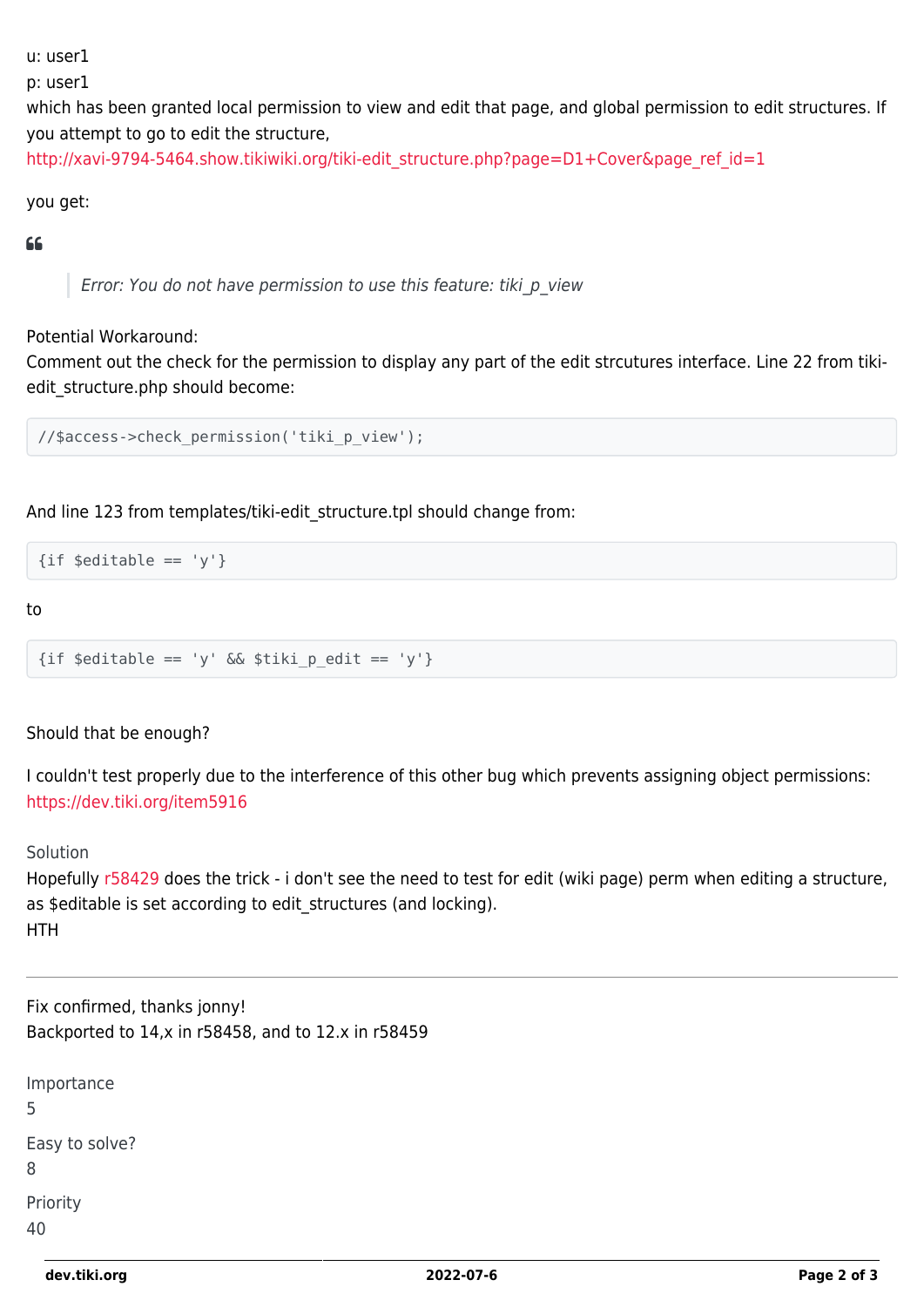u: user1

p: user1

which has been granted local permission to view and edit that page, and global permission to edit structures. If you attempt to go to edit the structure, http://xavi-9794-5464.show.tikiwiki.org/tiki-edit_structure.php?page=D1+Cover&page_ref_id=1

you get:

> *Error: You do not have permission to use this feature: tiki_p_view*

Potential Workaround:
Comment out the check for the permission to display any part of the edit strcutures interface. Line 22 from tiki-edit_structure.php should become:

```
//$access->check_permission('tiki_p_view');
```

And line 123 from templates/tiki-edit_structure.tpl should change from:

```
{if $editable == 'y'}
```

to

```
{if $editable == 'y' && $tiki_p_edit == 'y'}
```

Should that be enough?

I couldn't test properly due to the interference of this other bug which prevents assigning object permissions: https://dev.tiki.org/item5916

Solution
Hopefully r58429 does the trick - i don't see the need to test for edit (wiki page) perm when editing a structure, as $editable is set according to edit_structures (and locking).
HTH

---

Fix confirmed, thanks jonny!
Backported to 14,x in r58458, and to 12.x in r58459

Importance
5

Easy to solve?
8

Priority
40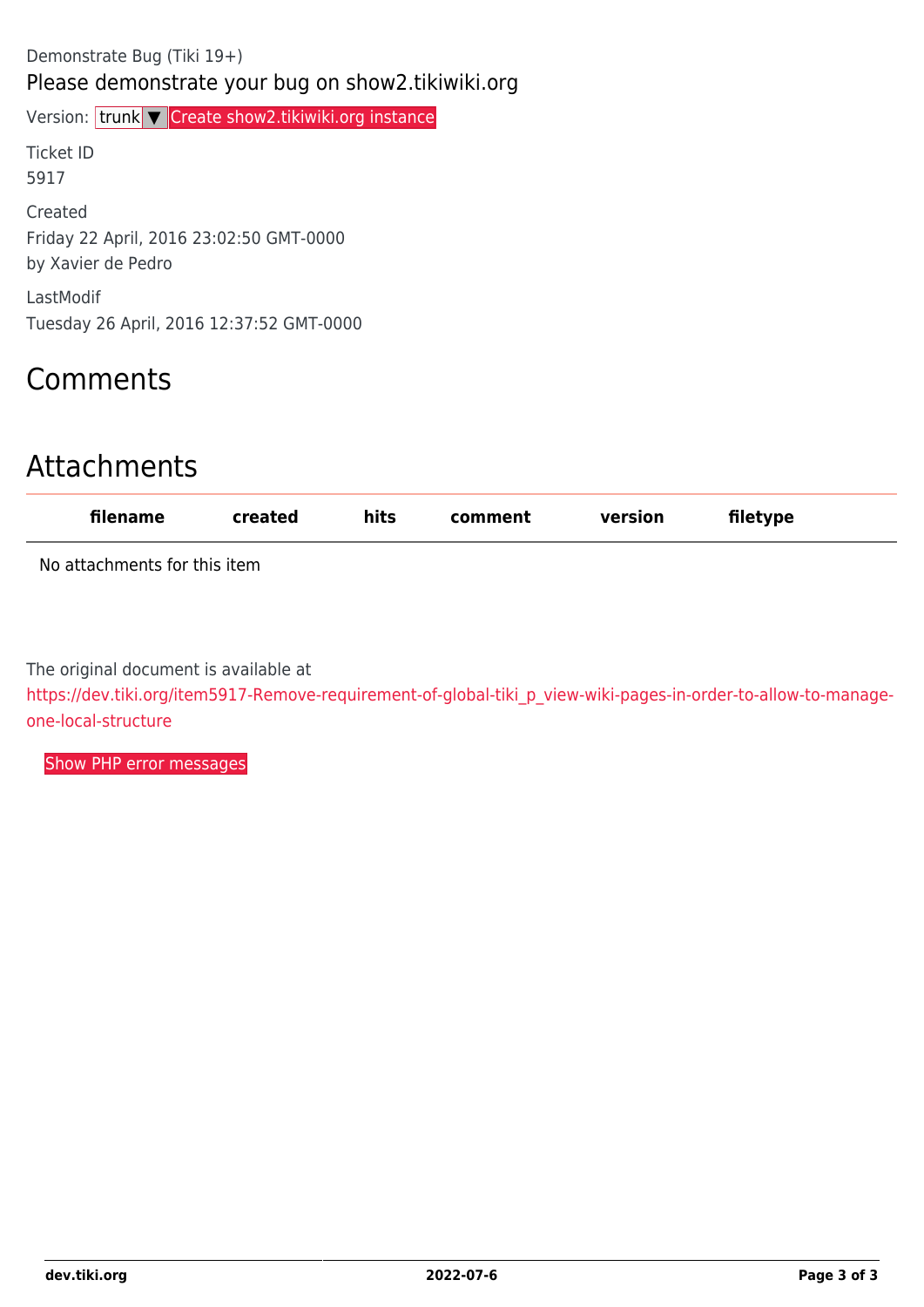Demonstrate Bug (Tiki 19+)

Please demonstrate your bug on show2.tikiwiki.org

Version: trunk ▼ Create show2.tikiwiki.org instance

Ticket ID
5917

Created
Friday 22 April, 2016 23:02:50 GMT-0000
by Xavier de Pedro

LastModif
Tuesday 26 April, 2016 12:37:52 GMT-0000

# Comments

# Attachments

| filename | created | hits | comment | version | filetype |
|---|---|---|---|---|---|
| No attachments for this item | | | | | |

The original document is available at
https://dev.tiki.org/item5917-Remove-requirement-of-global-tiki_p_view-wiki-pages-in-order-to-allow-to-manage-one-local-structure

Show PHP error messages